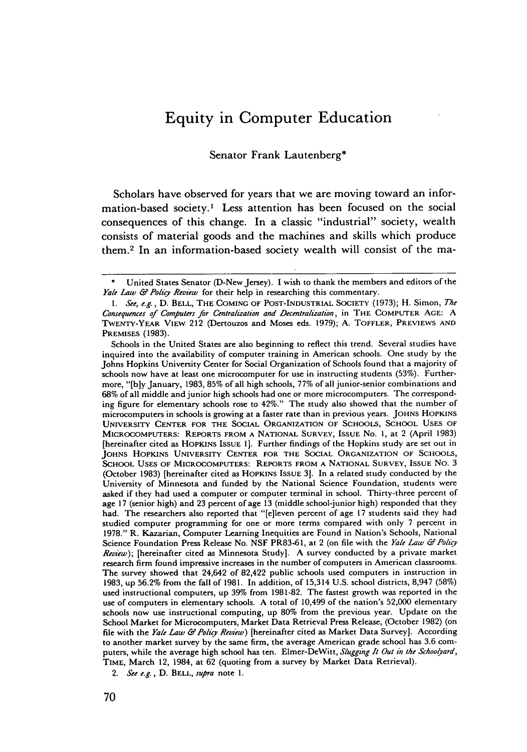# Equity in Computer Education

Senator Frank Lautenberg*

Scholars have observed for years that we are moving toward an information-based society.[1] Less attention has been focused on the social consequences of this change. In a classic "industrial" society, wealth consists of material goods and the machines and skills which produce them.[2] In an information-based society wealth will consist of the ma-

---

\* United States Senator (D-New Jersey). I wish to thank the members and editors of the *Yale Law & Policy Review* for their help in researching this commentary.

1. *See, e.g.*, D. BELL, THE COMING OF POST-INDUSTRIAL SOCIETY (1973); H. Simon, *The Consequences of Computers for Centralization and Decentralization*, in THE COMPUTER AGE: A TWENTY-YEAR VIEW 212 (Dertouzos and Moses eds. 1979); A. TOFFLER, PREVIEWS AND PREMISES (1983).

Schools in the United States are also beginning to reflect this trend. Several studies have inquired into the availability of computer training in American schools. One study by the Johns Hopkins University Center for Social Organization of Schools found that a majority of schools now have at least one microcomputer for use in instructing students (53%). Furthermore, "[b]y January, 1983, 85% of all high schools, 77% of all junior-senior combinations and 68% of all middle and junior high schools had one or more microcomputers. The corresponding figure for elementary schools rose to 42%." The study also showed that the number of microcomputers in schools is growing at a faster rate than in previous years. JOHNS HOPKINS UNIVERSITY CENTER FOR THE SOCIAL ORGANIZATION OF SCHOOLS, SCHOOL USES OF MICROCOMPUTERS: REPORTS FROM A NATIONAL SURVEY, ISSUE No. 1, at 2 (April 1983) [hereinafter cited as HOPKINS ISSUE 1]. Further findings of the Hopkins study are set out in JOHNS HOPKINS UNIVERSITY CENTER FOR THE SOCIAL ORGANIZATION OF SCHOOLS, SCHOOL USES OF MICROCOMPUTERS: REPORTS FROM A NATIONAL SURVEY, ISSUE NO. 3 (October 1983) [hereinafter cited as HOPKINS ISSUE 3]. In a related study conducted by the University of Minnesota and funded by the National Science Foundation, students were asked if they had used a computer or computer terminal in school. Thirty-three percent of age 17 (senior high) and 23 percent of age 13 (middle school-junior high) responded that they had. The researchers also reported that "[e]leven percent of age 17 students said they had studied computer programming for one or more terms compared with only 7 percent in 1978." R. Kazarian, Computer Learning Inequities are Found in Nation's Schools, National Science Foundation Press Release No. NSF PR83-61, at 2 (on file with the *Yale Law & Policy Review*); [hereinafter cited as Minnesota Study]. A survey conducted by a private market research firm found impressive increases in the number of computers in American classrooms. The survey showed that 24,642 of 82,422 public schools used computers in instruction in 1983, up 56.2% from the fall of 1981. In addition, of 15,314 U.S. school districts, 8,947 (58%) used instructional computers, up 39% from 1981-82. The fastest growth was reported in the use of computers in elementary schools. A total of 10,499 of the nation's 52,000 elementary schools now use instructional computing, up 80% from the previous year. Update on the School Market for Microcomputers, Market Data Retrieval Press Release, (October 1982) (on file with the *Yale Law & Policy Review*) [hereinafter cited as Market Data Survey]. According to another market survey by the same firm, the average American grade school has 3.6 computers, while the average high school has ten. Elmer-DeWitt, *Slugging It Out in the Schoolyard*, TIME, March 12, 1984, at 62 (quoting from a survey by Market Data Retrieval).

2. *See e.g.*, D. BELL, *supra* note 1.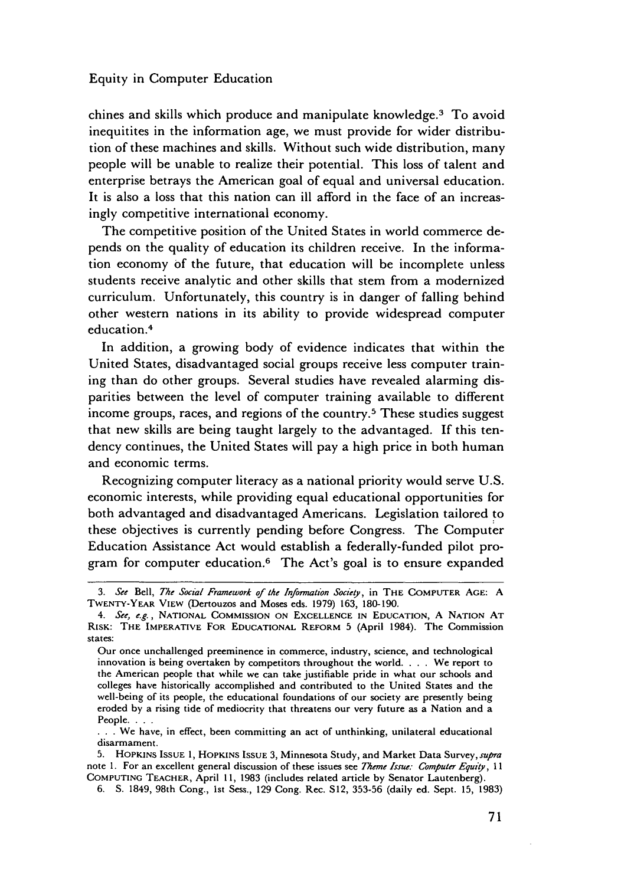chines and skills which produce and manipulate knowledge.[3] To avoid inequitites in the information age, we must provide for wider distribution of these machines and skills. Without such wide distribution, many people will be unable to realize their potential. This loss of talent and enterprise betrays the American goal of equal and universal education. It is also a loss that this nation can ill afford in the face of an increasingly competitive international economy.

The competitive position of the United States in world commerce depends on the quality of education its children receive. In the information economy of the future, that education will be incomplete unless students receive analytic and other skills that stem from a modernized curriculum. Unfortunately, this country is in danger of falling behind other western nations in its ability to provide widespread computer education.[4]

In addition, a growing body of evidence indicates that within the United States, disadvantaged social groups receive less computer training than do other groups. Several studies have revealed alarming disparities between the level of computer training available to different income groups, races, and regions of the country.[5] These studies suggest that new skills are being taught largely to the advantaged. If this tendency continues, the United States will pay a high price in both human and economic terms.

Recognizing computer literacy as a national priority would serve U.S. economic interests, while providing equal educational opportunities for both advantaged and disadvantaged Americans. Legislation tailored to these objectives is currently pending before Congress. The Computer Education Assistance Act would establish a federally-funded pilot program for computer education.[6] The Act's goal is to ensure expanded

---

3. *See* Bell, *The Social Framework of the Information Society*, in THE COMPUTER AGE: A TWENTY-YEAR VIEW (Dertouzos and Moses eds. 1979) 163, 180-190.

4. *See, e.g.*, NATIONAL COMMISSION ON EXCELLENCE IN EDUCATION, A NATION AT RISK: THE IMPERATIVE FOR EDUCATIONAL REFORM 5 (April 1984). The Commission states:

> Our once unchallenged preeminence in commerce, industry, science, and technological innovation is being overtaken by competitors throughout the world. . . . We report to the American people that while we can take justifiable pride in what our schools and colleges have historically accomplished and contributed to the United States and the well-being of its people, the educational foundations of our society are presently being eroded by a rising tide of mediocrity that threatens our very future as a Nation and a People. . . .
>
> . . . We have, in effect, been committing an act of unthinking, unilateral educational disarmament.

5. HOPKINS ISSUE 1, HOPKINS ISSUE 3, Minnesota Study, and Market Data Survey, *supra* note 1. For an excellent general discussion of these issues see *Theme Issue: Computer Equity*, 11 COMPUTING TEACHER, April 11, 1983 (includes related article by Senator Lautenberg).

6. S. 1849, 98th Cong., 1st Sess., 129 Cong. Rec. S12, 353-56 (daily ed. Sept. 15, 1983)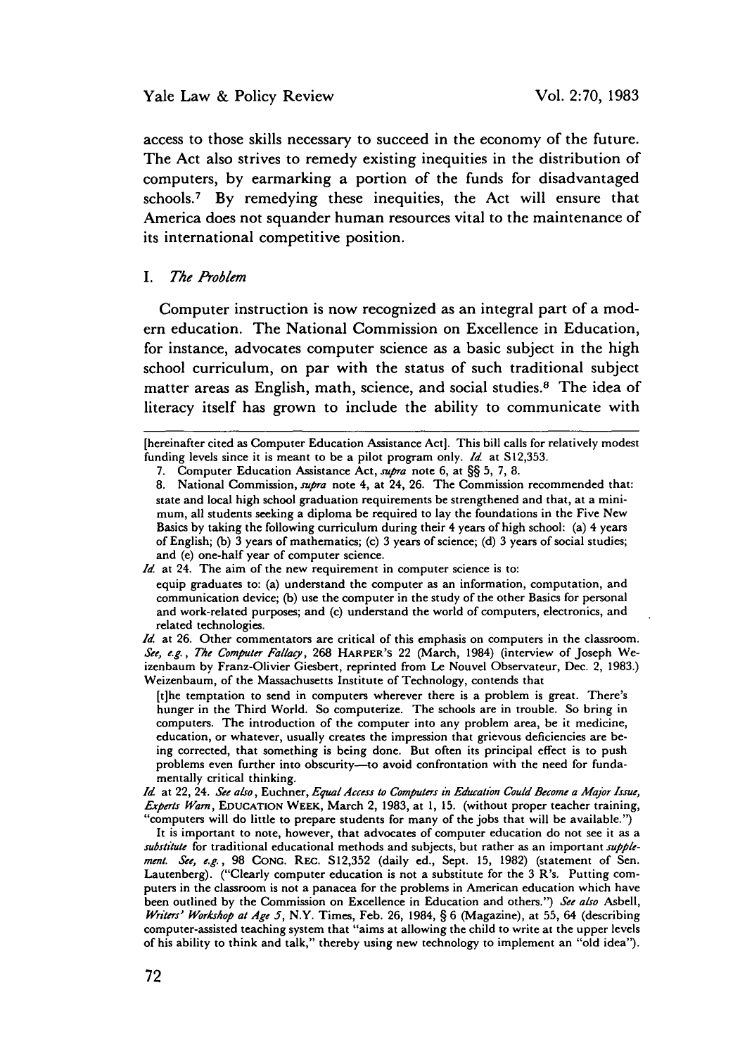access to those skills necessary to succeed in the economy of the future. The Act also strives to remedy existing inequities in the distribution of computers, by earmarking a portion of the funds for disadvantaged schools.[7] By remedying these inequities, the Act will ensure that America does not squander human resources vital to the maintenance of its international competitive position.

## I. *The Problem*

Computer instruction is now recognized as an integral part of a modern education. The National Commission on Excellence in Education, for instance, advocates computer science as a basic subject in the high school curriculum, on par with the status of such traditional subject matter areas as English, math, science, and social studies.[8] The idea of literacy itself has grown to include the ability to communicate with

---

[hereinafter cited as Computer Education Assistance Act]. This bill calls for relatively modest funding levels since it is meant to be a pilot program only. *Id.* at S12,353.

7. Computer Education Assistance Act, *supra* note 6, at §§ 5, 7, 8.

8. National Commission, *supra* note 4, at 24, 26. The Commission recommended that:

> state and local high school graduation requirements be strengthened and that, at a minimum, all students seeking a diploma be required to lay the foundations in the Five New Basics by taking the following curriculum during their 4 years of high school: (a) 4 years of English; (b) 3 years of mathematics; (c) 3 years of science; (d) 3 years of social studies; and (e) one-half year of computer science.

*Id.* at 24. The aim of the new requirement in computer science is to:

> equip graduates to: (a) understand the computer as an information, computation, and communication device; (b) use the computer in the study of the other Basics for personal and work-related purposes; and (c) understand the world of computers, electronics, and related technologies.

*Id.* at 26. Other commentators are critical of this emphasis on computers in the classroom. *See, e.g.*, *The Computer Fallacy*, 268 HARPER'S 22 (March, 1984) (interview of Joseph Weizenbaum by Franz-Olivier Giesbert, reprinted from Le Nouvel Observateur, Dec. 2, 1983.) Weizenbaum, of the Massachusetts Institute of Technology, contends that

> [t]he temptation to send in computers wherever there is a problem is great. There's hunger in the Third World. So computerize. The schools are in trouble. So bring in computers. The introduction of the computer into any problem area, be it medicine, education, or whatever, usually creates the impression that grievous deficiencies are being corrected, that something is being done. But often its principal effect is to push problems even further into obscurity—to avoid confrontation with the need for fundamentally critical thinking.

*Id.* at 22, 24. *See also*, Euchner, *Equal Access to Computers in Education Could Become a Major Issue, Experts Warn*, EDUCATION WEEK, March 2, 1983, at 1, 15. (without proper teacher training, "computers will do little to prepare students for many of the jobs that will be available.")

It is important to note, however, that advocates of computer education do not see it as a *substitute* for traditional educational methods and subjects, but rather as an important *supplement*. *See, e.g.*, 98 CONG. REC. S12,352 (daily ed., Sept. 15, 1982) (statement of Sen. Lautenberg). ("Clearly computer education is not a substitute for the 3 R's. Putting computers in the classroom is not a panacea for the problems in American education which have been outlined by the Commission on Excellence in Education and others.") *See also* Asbell, *Writers' Workshop at Age 5*, N.Y. Times, Feb. 26, 1984, § 6 (Magazine), at 55, 64 (describing computer-assisted teaching system that "aims at allowing the child to write at the upper levels of his ability to think and talk," thereby using new technology to implement an "old idea").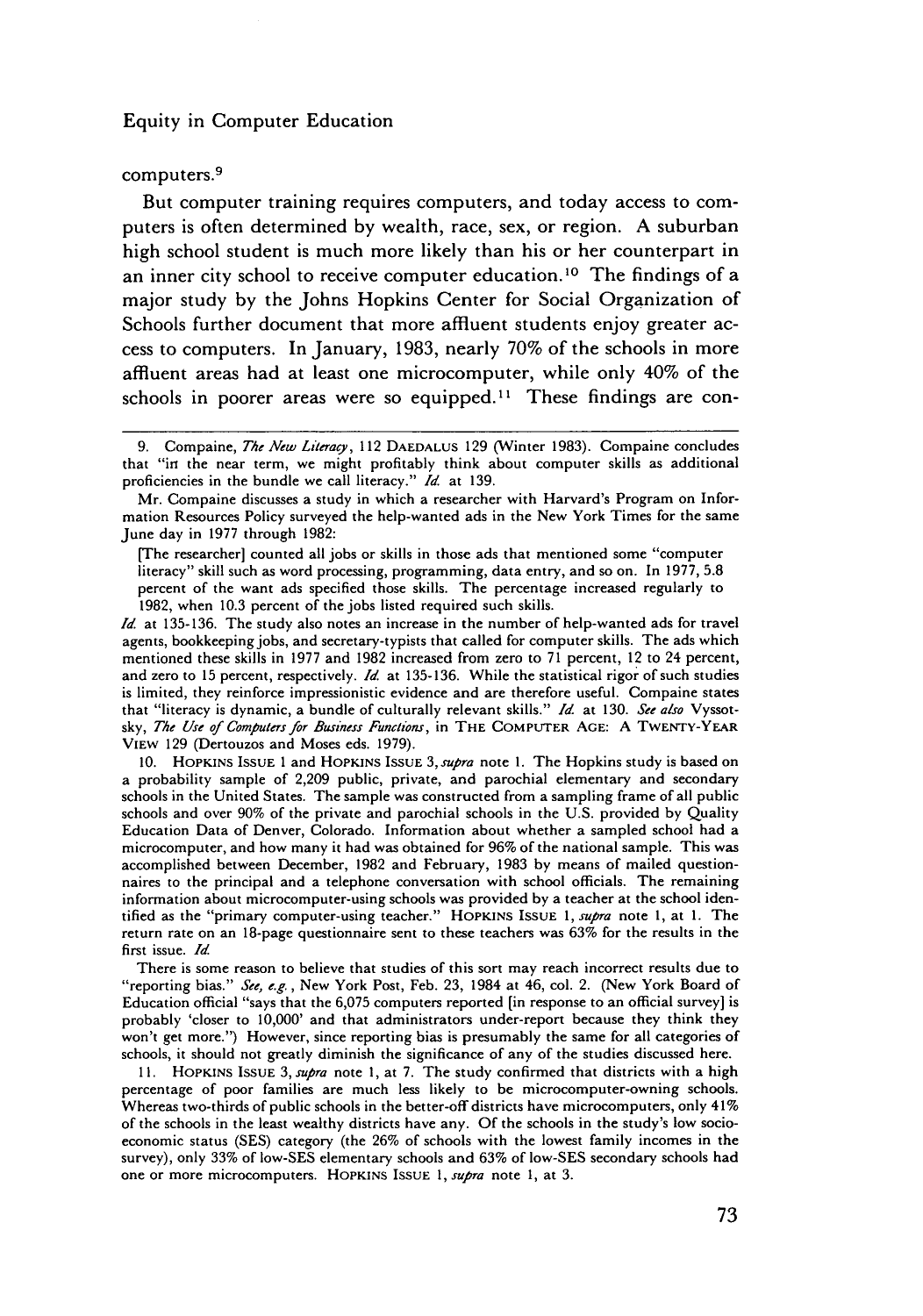computers.[9]

But computer training requires computers, and today access to computers is often determined by wealth, race, sex, or region. A suburban high school student is much more likely than his or her counterpart in an inner city school to receive computer education.[10] The findings of a major study by the Johns Hopkins Center for Social Organization of Schools further document that more affluent students enjoy greater access to computers. In January, 1983, nearly 70% of the schools in more affluent areas had at least one microcomputer, while only 40% of the schools in poorer areas were so equipped.[11] These findings are con-

---

9. Compaine, *The New Literacy*, 112 DAEDALUS 129 (Winter 1983). Compaine concludes that "in the near term, we might profitably think about computer skills as additional proficiencies in the bundle we call literacy." *Id.* at 139.

Mr. Compaine discusses a study in which a researcher with Harvard's Program on Information Resources Policy surveyed the help-wanted ads in the New York Times for the same June day in 1977 through 1982:

> [The researcher] counted all jobs or skills in those ads that mentioned some "computer literacy" skill such as word processing, programming, data entry, and so on. In 1977, 5.8 percent of the want ads specified those skills. The percentage increased regularly to 1982, when 10.3 percent of the jobs listed required such skills.

*Id.* at 135-136. The study also notes an increase in the number of help-wanted ads for travel agents, bookkeeping jobs, and secretary-typists that called for computer skills. The ads which mentioned these skills in 1977 and 1982 increased from zero to 71 percent, 12 to 24 percent, and zero to 15 percent, respectively. *Id.* at 135-136. While the statistical rigor of such studies is limited, they reinforce impressionistic evidence and are therefore useful. Compaine states that "literacy is dynamic, a bundle of culturally relevant skills." *Id.* at 130. *See also* Vyssotsky, *The Use of Computers for Business Functions*, in THE COMPUTER AGE: A TWENTY-YEAR VIEW 129 (Dertouzos and Moses eds. 1979).

10. HOPKINS ISSUE 1 and HOPKINS ISSUE 3, *supra* note 1. The Hopkins study is based on a probability sample of 2,209 public, private, and parochial elementary and secondary schools in the United States. The sample was constructed from a sampling frame of all public schools and over 90% of the private and parochial schools in the U.S. provided by Quality Education Data of Denver, Colorado. Information about whether a sampled school had a microcomputer, and how many it had was obtained for 96% of the national sample. This was accomplished between December, 1982 and February, 1983 by means of mailed questionnaires to the principal and a telephone conversation with school officials. The remaining information about microcomputer-using schools was provided by a teacher at the school identified as the "primary computer-using teacher." HOPKINS ISSUE 1, *supra* note 1, at 1. The return rate on an 18-page questionnaire sent to these teachers was 63% for the results in the first issue. *Id.*

There is some reason to believe that studies of this sort may reach incorrect results due to "reporting bias." *See, e.g.*, New York Post, Feb. 23, 1984 at 46, col. 2. (New York Board of Education official "says that the 6,075 computers reported [in response to an official survey] is probably 'closer to 10,000' and that administrators under-report because they think they won't get more.") However, since reporting bias is presumably the same for all categories of schools, it should not greatly diminish the significance of any of the studies discussed here.

11. HOPKINS ISSUE 3, *supra* note 1, at 7. The study confirmed that districts with a high percentage of poor families are much less likely to be microcomputer-owning schools. Whereas two-thirds of public schools in the better-off districts have microcomputers, only 41% of the schools in the least wealthy districts have any. Of the schools in the study's low socioeconomic status (SES) category (the 26% of schools with the lowest family incomes in the survey), only 33% of low-SES elementary schools and 63% of low-SES secondary schools had one or more microcomputers. HOPKINS ISSUE 1, *supra* note 1, at 3.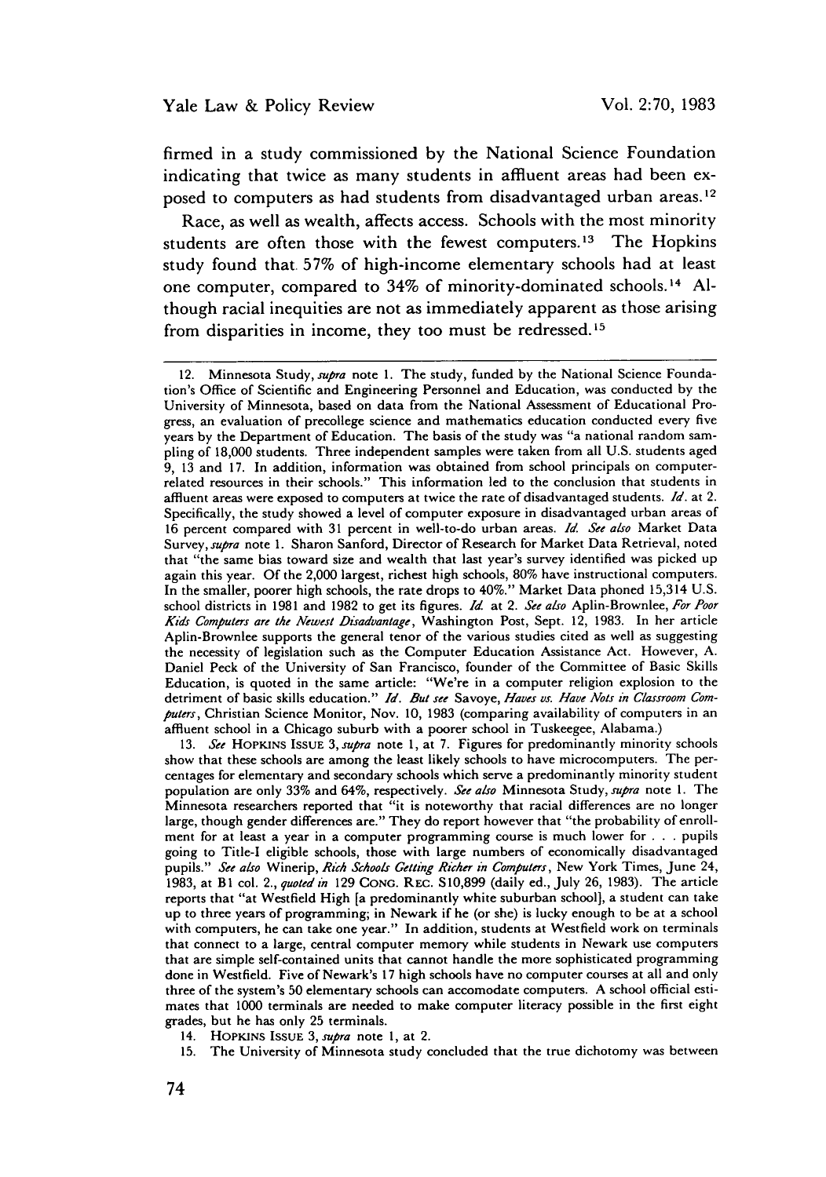firmed in a study commissioned by the National Science Foundation indicating that twice as many students in affluent areas had been exposed to computers as had students from disadvantaged urban areas.[12]

Race, as well as wealth, affects access. Schools with the most minority students are often those with the fewest computers.[13] The Hopkins study found that 57% of high-income elementary schools had at least one computer, compared to 34% of minority-dominated schools.[14] Although racial inequities are not as immediately apparent as those arising from disparities in income, they too must be redressed.[15]

---

12. Minnesota Study, *supra* note 1. The study, funded by the National Science Foundation's Office of Scientific and Engineering Personnel and Education, was conducted by the University of Minnesota, based on data from the National Assessment of Educational Progress, an evaluation of precollege science and mathematics education conducted every five years by the Department of Education. The basis of the study was "a national random sampling of 18,000 students. Three independent samples were taken from all U.S. students aged 9, 13 and 17. In addition, information was obtained from school principals on computer-related resources in their schools." This information led to the conclusion that students in affluent areas were exposed to computers at twice the rate of disadvantaged students. *Id.* at 2. Specifically, the study showed a level of computer exposure in disadvantaged urban areas of 16 percent compared with 31 percent in well-to-do urban areas. *Id. See also* Market Data Survey, *supra* note 1. Sharon Sanford, Director of Research for Market Data Retrieval, noted that "the same bias toward size and wealth that last year's survey identified was picked up again this year. Of the 2,000 largest, richest high schools, 80% have instructional computers. In the smaller, poorer high schools, the rate drops to 40%." Market Data phoned 15,314 U.S. school districts in 1981 and 1982 to get its figures. *Id.* at 2. *See also* Aplin-Brownlee, *For Poor Kids Computers are the Newest Disadvantage*, Washington Post, Sept. 12, 1983. In her article Aplin-Brownlee supports the general tenor of the various studies cited as well as suggesting the necessity of legislation such as the Computer Education Assistance Act. However, A. Daniel Peck of the University of San Francisco, founder of the Committee of Basic Skills Education, is quoted in the same article: "We're in a computer religion explosion to the detriment of basic skills education." *Id. But see* Savoye, *Haves vs. Have Nots in Classroom Computers*, Christian Science Monitor, Nov. 10, 1983 (comparing availability of computers in an affluent school in a Chicago suburb with a poorer school in Tuskeegee, Alabama.)

13. *See* HOPKINS ISSUE 3, *supra* note 1, at 7. Figures for predominantly minority schools show that these schools are among the least likely schools to have microcomputers. The percentages for elementary and secondary schools which serve a predominantly minority student population are only 33% and 64%, respectively. *See also* Minnesota Study, *supra* note 1. The Minnesota researchers reported that "it is noteworthy that racial differences are no longer large, though gender differences are." They do report however that "the probability of enrollment for at least a year in a computer programming course is much lower for . . . pupils going to Title-I eligible schools, those with large numbers of economically disadvantaged pupils." *See also* Winerip, *Rich Schools Getting Richer in Computers*, New York Times, June 24, 1983, at B1 col. 2., *quoted in* 129 CONG. REC. S10,899 (daily ed., July 26, 1983). The article reports that "at Westfield High [a predominantly white suburban school], a student can take up to three years of programming; in Newark if he (or she) is lucky enough to be at a school with computers, he can take one year." In addition, students at Westfield work on terminals that connect to a large, central computer memory while students in Newark use computers that are simple self-contained units that cannot handle the more sophisticated programming done in Westfield. Five of Newark's 17 high schools have no computer courses at all and only three of the system's 50 elementary schools can accomodate computers. A school official estimates that 1000 terminals are needed to make computer literacy possible in the first eight grades, but he has only 25 terminals.

14. HOPKINS ISSUE 3, *supra* note 1, at 2.

15. The University of Minnesota study concluded that the true dichotomy was between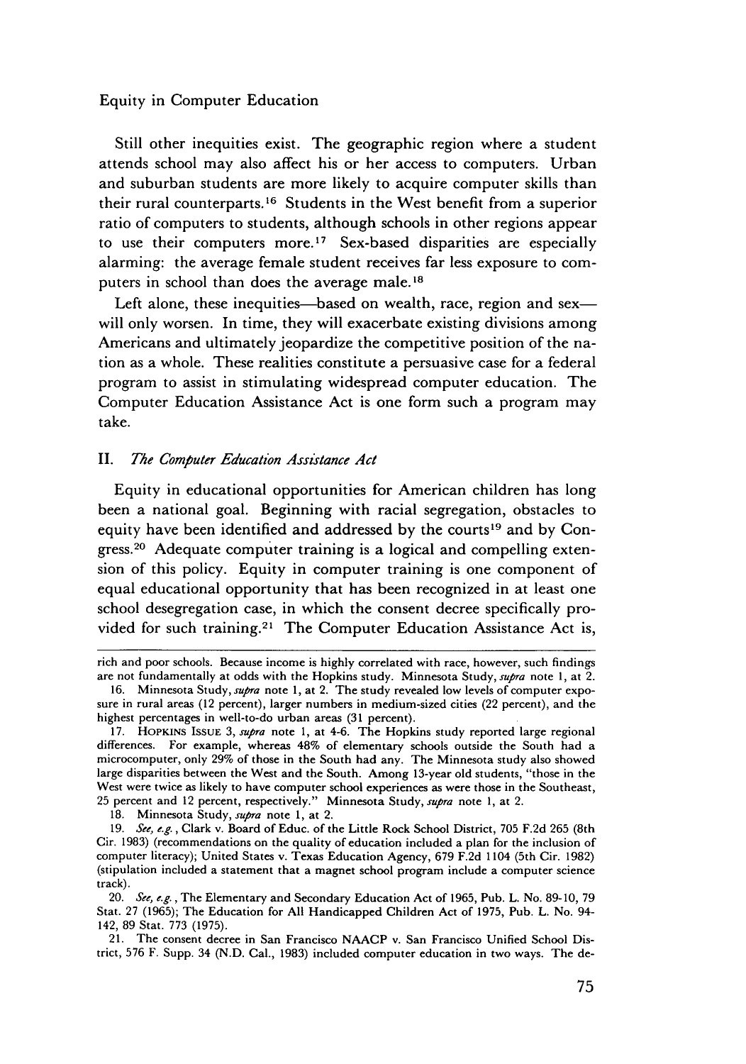Still other inequities exist. The geographic region where a student attends school may also affect his or her access to computers. Urban and suburban students are more likely to acquire computer skills than their rural counterparts.[16] Students in the West benefit from a superior ratio of computers to students, although schools in other regions appear to use their computers more.[17] Sex-based disparities are especially alarming: the average female student receives far less exposure to computers in school than does the average male.[18]

Left alone, these inequities—based on wealth, race, region and sex—will only worsen. In time, they will exacerbate existing divisions among Americans and ultimately jeopardize the competitive position of the nation as a whole. These realities constitute a persuasive case for a federal program to assist in stimulating widespread computer education. The Computer Education Assistance Act is one form such a program may take.

## II. *The Computer Education Assistance Act*

Equity in educational opportunities for American children has long been a national goal. Beginning with racial segregation, obstacles to equity have been identified and addressed by the courts[19] and by Congress.[20] Adequate computer training is a logical and compelling extension of this policy. Equity in computer training is one component of equal educational opportunity that has been recognized in at least one school desegregation case, in which the consent decree specifically provided for such training.[21] The Computer Education Assistance Act is,

---

rich and poor schools. Because income is highly correlated with race, however, such findings are not fundamentally at odds with the Hopkins study. Minnesota Study, *supra* note 1, at 2.

16. Minnesota Study, *supra* note 1, at 2. The study revealed low levels of computer exposure in rural areas (12 percent), larger numbers in medium-sized cities (22 percent), and the highest percentages in well-to-do urban areas (31 percent).

17. HOPKINS ISSUE 3, *supra* note 1, at 4-6. The Hopkins study reported large regional differences. For example, whereas 48% of elementary schools outside the South had a microcomputer, only 29% of those in the South had any. The Minnesota study also showed large disparities between the West and the South. Among 13-year old students, "those in the West were twice as likely to have computer school experiences as were those in the Southeast, 25 percent and 12 percent, respectively." Minnesota Study, *supra* note 1, at 2.

18. Minnesota Study, *supra* note 1, at 2.

19. *See, e.g.*, Clark v. Board of Educ. of the Little Rock School District, 705 F.2d 265 (8th Cir. 1983) (recommendations on the quality of education included a plan for the inclusion of computer literacy); United States v. Texas Education Agency, 679 F.2d 1104 (5th Cir. 1982) (stipulation included a statement that a magnet school program include a computer science track).

20. *See, e.g.*, The Elementary and Secondary Education Act of 1965, Pub. L. No. 89-10, 79 Stat. 27 (1965); The Education for All Handicapped Children Act of 1975, Pub. L. No. 94-142, 89 Stat. 773 (1975).

21. The consent decree in San Francisco NAACP v. San Francisco Unified School District, 576 F. Supp. 34 (N.D. Cal., 1983) included computer education in two ways. The de-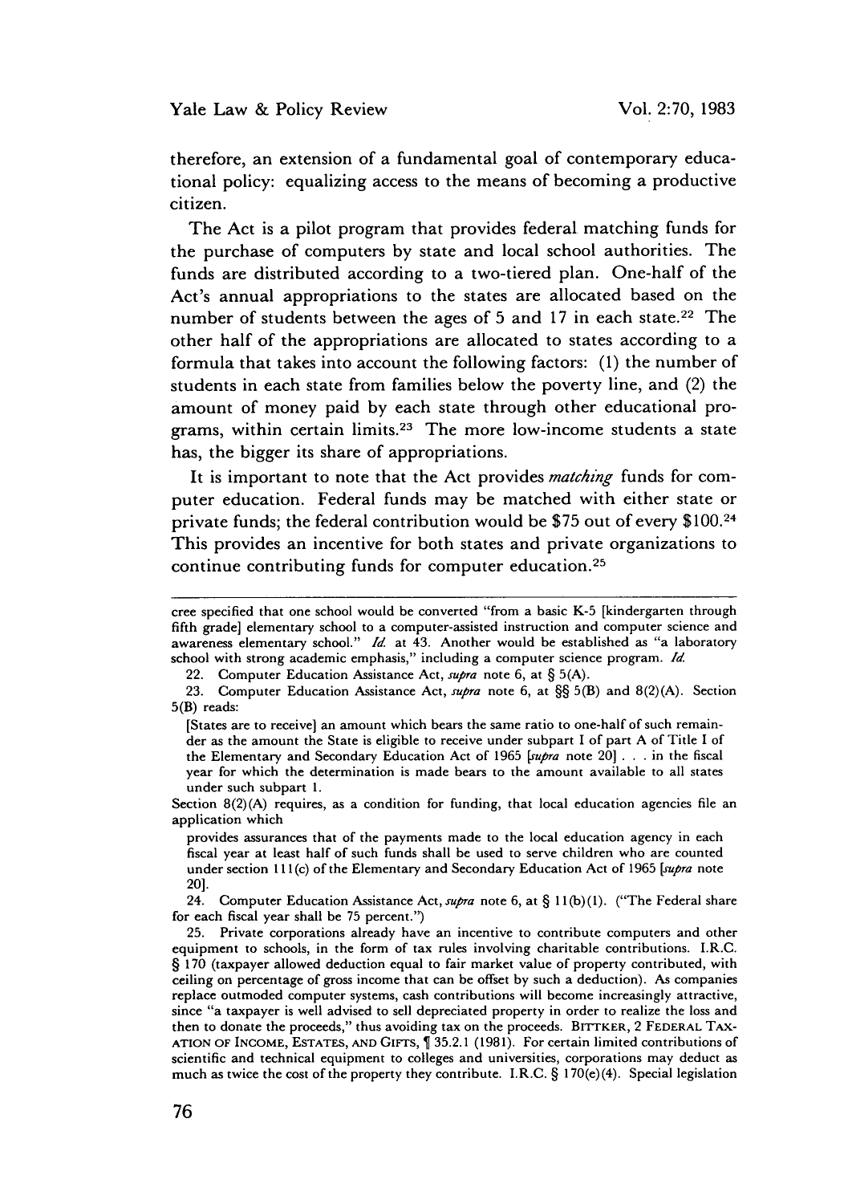therefore, an extension of a fundamental goal of contemporary educational policy: equalizing access to the means of becoming a productive citizen.

The Act is a pilot program that provides federal matching funds for the purchase of computers by state and local school authorities. The funds are distributed according to a two-tiered plan. One-half of the Act's annual appropriations to the states are allocated based on the number of students between the ages of 5 and 17 in each state.[22] The other half of the appropriations are allocated to states according to a formula that takes into account the following factors: (1) the number of students in each state from families below the poverty line, and (2) the amount of money paid by each state through other educational programs, within certain limits.[23] The more low-income students a state has, the bigger its share of appropriations.

It is important to note that the Act provides *matching* funds for computer education. Federal funds may be matched with either state or private funds; the federal contribution would be $75 out of every $100.[24] This provides an incentive for both states and private organizations to continue contributing funds for computer education.[25]

---

cree specified that one school would be converted "from a basic K-5 [kindergarten through fifth grade] elementary school to a computer-assisted instruction and computer science and awareness elementary school." *Id.* at 43. Another would be established as "a laboratory school with strong academic emphasis," including a computer science program. *Id.*

22. Computer Education Assistance Act, *supra* note 6, at § 5(A).

23. Computer Education Assistance Act, *supra* note 6, at §§ 5(B) and 8(2)(A). Section 5(B) reads:

> [States are to receive] an amount which bears the same ratio to one-half of such remainder as the amount the State is eligible to receive under subpart I of part A of Title I of the Elementary and Secondary Education Act of 1965 [*supra* note 20] . . . in the fiscal year for which the determination is made bears to the amount available to all states under such subpart 1.

Section 8(2)(A) requires, as a condition for funding, that local education agencies file an application which

> provides assurances that of the payments made to the local education agency in each fiscal year at least half of such funds shall be used to serve children who are counted under section 111(c) of the Elementary and Secondary Education Act of 1965 [*supra* note 20].

24. Computer Education Assistance Act, *supra* note 6, at § 11(b)(1). ("The Federal share for each fiscal year shall be 75 percent.")

25. Private corporations already have an incentive to contribute computers and other equipment to schools, in the form of tax rules involving charitable contributions. I.R.C. § 170 (taxpayer allowed deduction equal to fair market value of property contributed, with ceiling on percentage of gross income that can be offset by such a deduction). As companies replace outmoded computer systems, cash contributions will become increasingly attractive, since "a taxpayer is well advised to sell depreciated property in order to realize the loss and then to donate the proceeds," thus avoiding tax on the proceeds. BITTKER, 2 FEDERAL TAXATION OF INCOME, ESTATES, AND GIFTS, ¶ 35.2.1 (1981). For certain limited contributions of scientific and technical equipment to colleges and universities, corporations may deduct as much as twice the cost of the property they contribute. I.R.C. § 170(e)(4). Special legislation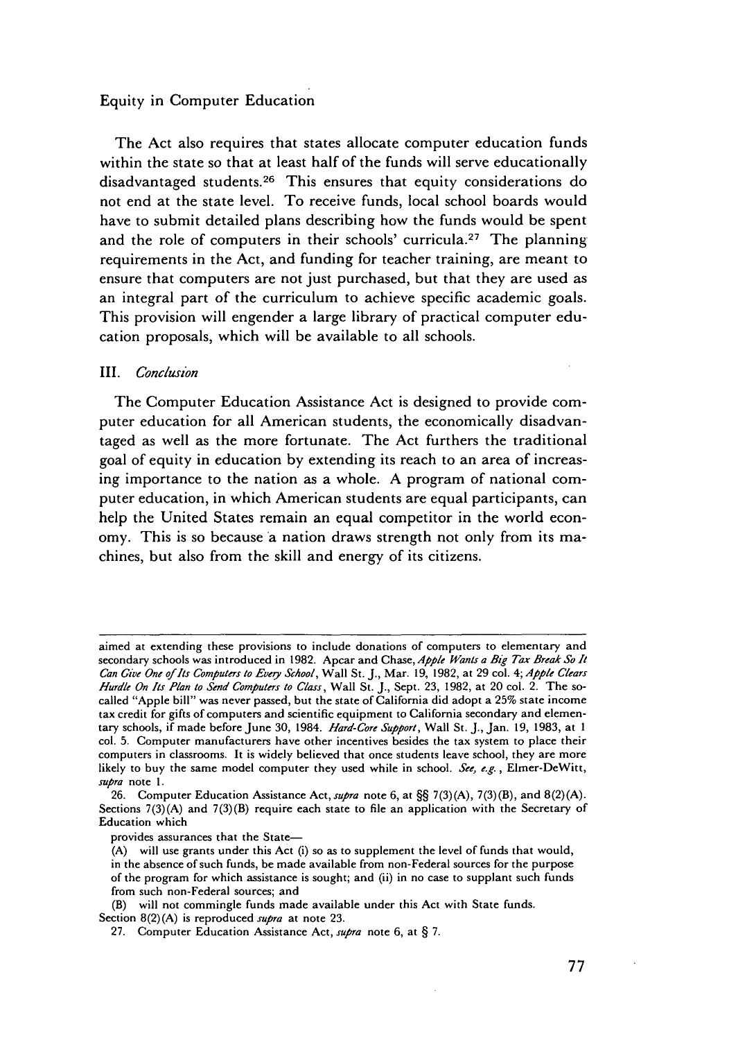The Act also requires that states allocate computer education funds within the state so that at least half of the funds will serve educationally disadvantaged students.[26] This ensures that equity considerations do not end at the state level. To receive funds, local school boards would have to submit detailed plans describing how the funds would be spent and the role of computers in their schools' curricula.[27] The planning requirements in the Act, and funding for teacher training, are meant to ensure that computers are not just purchased, but that they are used as an integral part of the curriculum to achieve specific academic goals. This provision will engender a large library of practical computer education proposals, which will be available to all schools.

## III. *Conclusion*

The Computer Education Assistance Act is designed to provide computer education for all American students, the economically disadvantaged as well as the more fortunate. The Act furthers the traditional goal of equity in education by extending its reach to an area of increasing importance to the nation as a whole. A program of national computer education, in which American students are equal participants, can help the United States remain an equal competitor in the world economy. This is so because a nation draws strength not only from its machines, but also from the skill and energy of its citizens.

---

aimed at extending these provisions to include donations of computers to elementary and secondary schools was introduced in 1982. Apcar and Chase, *Apple Wants a Big Tax Break So It Can Give One of Its Computers to Every School*, Wall St. J., Mar. 19, 1982, at 29 col. 4; *Apple Clears Hurdle On Its Plan to Send Computers to Class*, Wall St. J., Sept. 23, 1982, at 20 col. 2. The so-called "Apple bill" was never passed, but the state of California did adopt a 25% state income tax credit for gifts of computers and scientific equipment to California secondary and elementary schools, if made before June 30, 1984. *Hard-Core Support*, Wall St. J., Jan. 19, 1983, at 1 col. 5. Computer manufacturers have other incentives besides the tax system to place their computers in classrooms. It is widely believed that once students leave school, they are more likely to buy the same model computer they used while in school. *See, e.g.*, Elmer-DeWitt, *supra* note 1.

26. Computer Education Assistance Act, *supra* note 6, at §§ 7(3)(A), 7(3)(B), and 8(2)(A). Sections 7(3)(A) and 7(3)(B) require each state to file an application with the Secretary of Education which

> provides assurances that the State—
>
> (A) will use grants under this Act (i) so as to supplement the level of funds that would, in the absence of such funds, be made available from non-Federal sources for the purpose of the program for which assistance is sought; and (ii) in no case to supplant such funds from such non-Federal sources; and
>
> (B) will not commingle funds made available under this Act with State funds.

Section 8(2)(A) is reproduced *supra* at note 23.

27. Computer Education Assistance Act, *supra* note 6, at § 7.